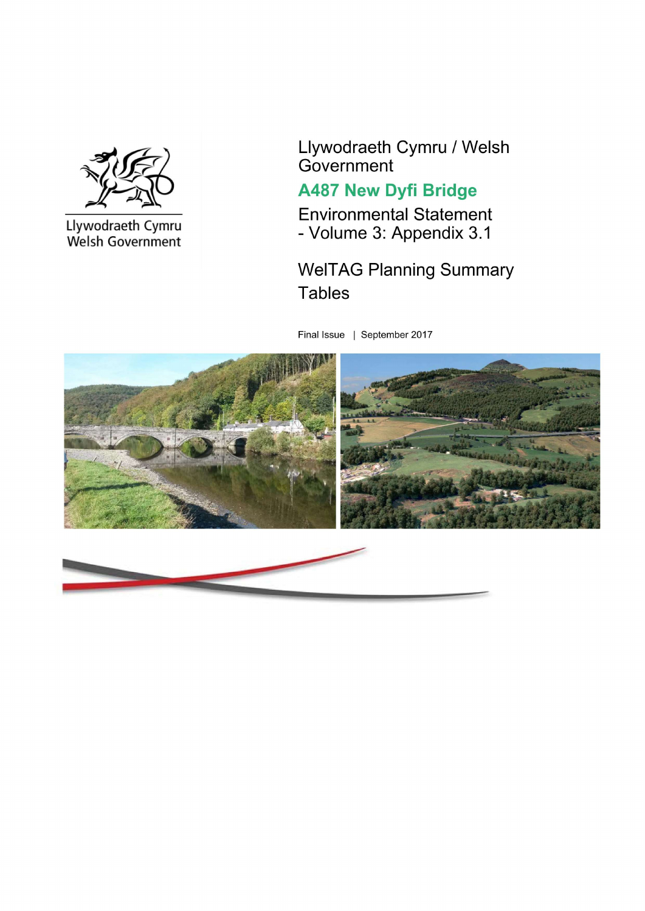Llywodraeth Cymru
Welsh Government

# Llywodraeth Cymru / Welsh Government

## A487 New Dyfi Bridge

Environmental Statement
- Volume 3: Appendix 3.1

WelTAG Planning Summary Tables

Final Issue | September 2017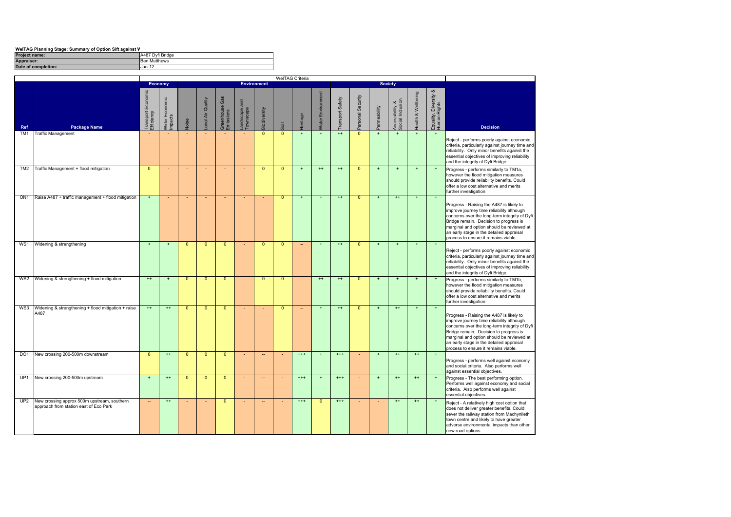**WelTAG Planning Stage: Summary of Option Sift against W**

| | |
|---|---|
| **Project name:** | A487 Dyfi Bridge |
| **Appraiser:** | Ben Matthews |
| **Date of completion:** | Jan-12 |

| | | WelTAG Criteria | | | | | | | | | | | | | | | | |
|---|---|---|---|---|---|---|---|---|---|---|---|---|---|---|---|---|---|---|
| | | **Economy** | | **Environment** | | | | | | | | **Society** | | | | | | |
| **Ref** | **Package Name** | Transport Economic Efficiency | Wider Economic Impacts | Noise | Local Air Quality | Greenhouse Gas Emissions | Landscape and Townscape | Biodiversity | Soil | Heritage | Water Environment | Transport Safety | Personal Security | Permeability | Accessibility & Social Inclusion | Health & Wellbeing | Equality, Diversity & Human Rights | **Decision** |
| TM1 | Traffic Management | - | - | - | - | - | - | 0 | 0 | + | + | ++ | 0 | + | + | + | + | Reject - performs poorly against economic criteria, particularly against journey time and reliability. Only minor benefits against the essential objectives of improving reliability and the integrity of Dyfi Bridge. |
| TM2 | Traffic Management + flood mitigation | 0 | - | - | - | - | - | 0 | 0 | + | ++ | ++ | 0 | + | + | + | + | Progress - performs similarly to TM1a, however the flood mitigation measures should provide reliability benefits. Could offer a low cost alternative and merits further investigation |
| ON1 | Raise A487 + traffic management + flood mitigation | + | - | - | - | - | - | - | 0 | + | + | ++ | 0 | + | ++ | + | + | Progress - Raising the A487 is likely to improve journey time reliability although concerns over the long-term integrity of Dyfi Bridge remain. Decision to progress is marginal and option should be reviewed at an early stage in the detailed appraisal process to ensure it remains viable. |
| WS1 | Widening & strengthening | + | + | 0 | 0 | 0 | - | 0 | 0 | -- | + | ++ | 0 | + | + | + | + | Reject - performs poorly against economic criteria, particularly against journey time and reliability. Only minor benefits against the essential objectives of improving reliability and the integrity of Dyfi Bridge. |
| WS2 | Widening & strengthening + flood mitigation | ++ | + | 0 | 0 | 0 | - | 0 | 0 | -- | ++ | ++ | 0 | + | + | + | + | Progress - performs similarly to TM1b, however the flood mitigation measures should provide reliability benefits. Could offer a low cost alternative and merits further investigation |
| WS3 | Widening & strengthening + flood mitigation + raise A487 | ++ | ++ | 0 | 0 | 0 | - | - | 0 | -- | + | ++ | 0 | + | ++ | + | + | Progress - Raising the A487 is likely to improve journey time reliability although concerns over the long-term integrity of Dyfi Bridge remain. Decision to progress is marginal and option should be reviewed at an early stage in the detailed appraisal process to ensure it remains viable. |
| DO1 | New crossing 200-500m downstream | 0 | ++ | 0 | 0 | 0 | - | -- | - | +++ | + | +++ | - | + | ++ | ++ | + | Progress - performs well against economy and social criteria. Also performs well against essential objectives. |
| UP1 | New crossing 200-500m upstream | + | ++ | 0 | 0 | 0 | - | -- | - | +++ | + | +++ | - | + | ++ | ++ | + | Progress - The best performing option. Performs well against economy and social criteria. Also performs well against essential objectives. |
| UP2 | New crossing approx 500m upstream, southern approach from station east of Eco Park | -- | ++ | - | - | 0 | - | -- | - | +++ | 0 | +++ | - | - | ++ | ++ | + | Reject - A relatively high cost option that does not deliver greater benefits. Could sever the railway station from Machynlleth town centre and likely to have greater adverse environmental impacts than other new road options. |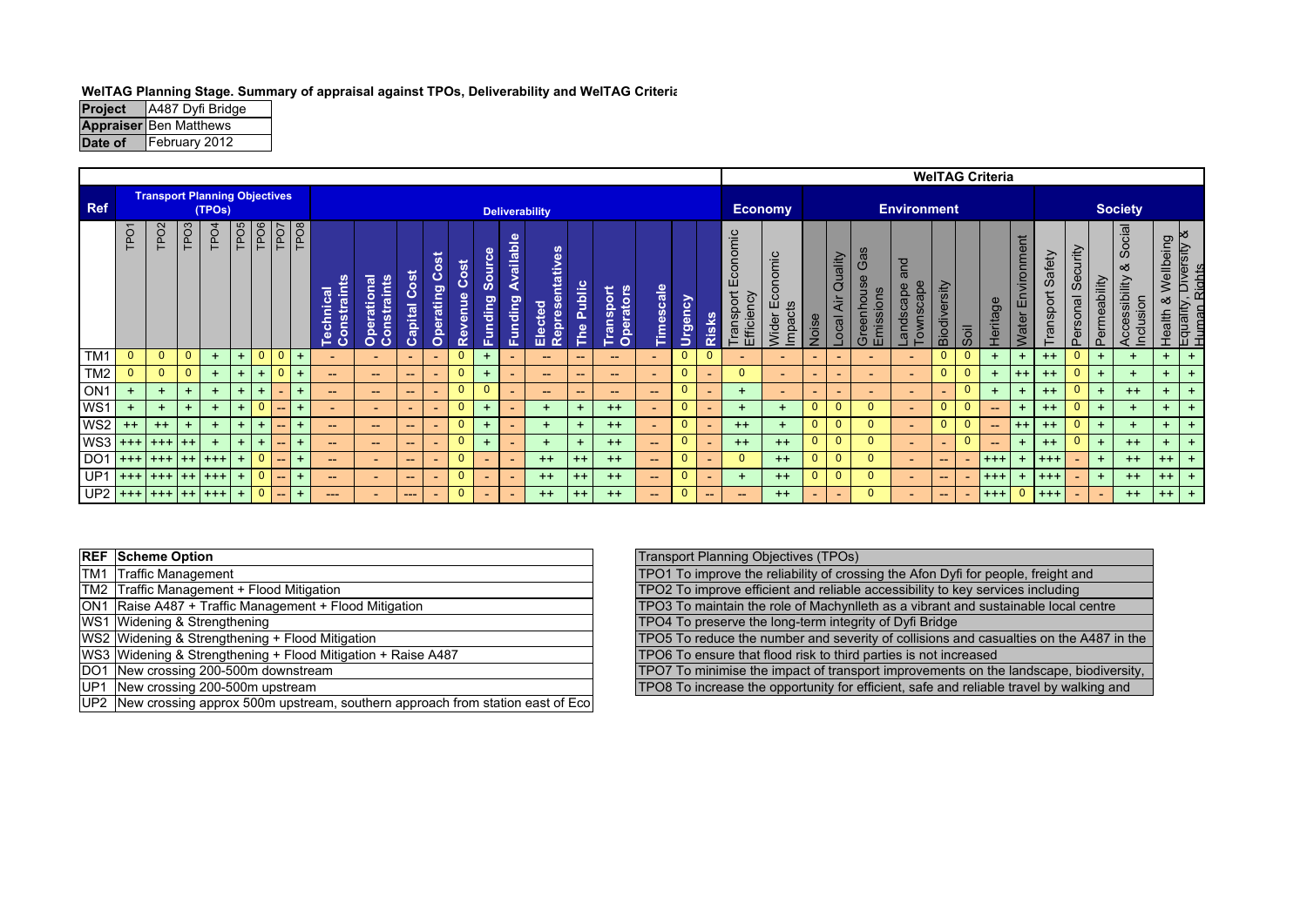**WelTAG Planning Stage. Summary of appraisal against TPOs, Deliverability and WelTAG Criteria**

| | |
|---|---|
| **Project** | A487 Dyfi Bridge |
| **Appraiser** | Ben Matthews |
| **Date of** | February 2012 |

| Ref | Transport Planning Objectives (TPOs) | | | | | | | | Deliverability | | | | | | | | | | | | | | WelTAG Criteria: Economy | | WelTAG Criteria: Environment | | | | | | | | | WelTAG Criteria: Society | | | | | |
|---|---|---|---|---|---|---|---|---|---|---|---|---|---|---|---|---|---|---|---|---|---|---|---|---|---|---|---|---|---|---|---|---|---|---|---|---|---|---|---|
| | TPO1 | TPO2 | TPO3 | TPO4 | TPO5 | TPO6 | TPO7 | TPO8 | Technical Constraints | Operational Constraints | Capital Cost | Operating Cost | Revenue Cost | Funding Source | Funding Available | Elected Representatives | The Public | Transport Operators | Timescale | Urgency | Risks | Transport Economic Efficiency | Wider Economic Impacts | Noise | Local Air Quality | Greenhouse Gas Emissions | Landscape and Townscape | Biodiversity | Soil | Heritage | Water Environment | Transport Safety | Personal Security | Permeability | Accessibility & Social Inclusion | Health & Wellbeing | Equality, Diversity & Human Rights |
| TM1 | 0 | 0 | 0 | + | + | 0 | 0 | + | - | - | - | - | 0 | + | - | -- | -- | -- | - | 0 | 0 | - | - | - | - | - | - | 0 | 0 | + | + | ++ | 0 | + | + | + | + |
| TM2 | 0 | 0 | 0 | + | + | + | 0 | + | -- | -- | -- | - | 0 | + | - | -- | -- | -- | - | 0 | - | 0 | - | - | - | - | - | 0 | 0 | + | ++ | ++ | 0 | + | + | + | + |
| ON1 | + | + | + | + | + | + | - | + | -- | -- | -- | - | 0 | 0 | - | -- | -- | -- | - | 0 | - | + | - | - | - | - | - | - | 0 | + | + | ++ | 0 | + | ++ | + | + |
| WS1 | + | + | + | + | + | 0 | -- | + | - | - | - | - | 0 | + | - | + | + | ++ | - | 0 | - | + | + | 0 | 0 | 0 | - | 0 | 0 | -- | + | ++ | 0 | + | + | + | + |
| WS2 | ++ | ++ | + | + | + | + | -- | + | -- | -- | -- | - | 0 | + | - | + | + | ++ | - | 0 | - | ++ | + | 0 | 0 | 0 | - | 0 | 0 | -- | ++ | ++ | 0 | + | + | + | + |
| WS3 | +++ | +++ | ++ | + | + | + | -- | + | -- | -- | -- | - | 0 | + | - | + | + | ++ | -- | 0 | - | ++ | ++ | 0 | 0 | 0 | - | - | 0 | -- | + | ++ | 0 | + | ++ | + | + |
| DO1 | +++ | +++ | ++ | +++ | + | 0 | -- | + | -- | - | -- | - | 0 | - | - | ++ | ++ | ++ | -- | 0 | - | 0 | ++ | 0 | 0 | 0 | - | -- | - | +++ | + | +++ | - | + | ++ | ++ | + |
| UP1 | +++ | +++ | ++ | +++ | + | 0 | -- | + | -- | - | -- | - | 0 | - | - | ++ | ++ | ++ | -- | 0 | - | + | ++ | 0 | 0 | 0 | - | -- | - | +++ | + | +++ | - | + | ++ | ++ | + |
| UP2 | +++ | +++ | ++ | +++ | + | 0 | -- | + | --- | - | --- | - | 0 | - | - | ++ | ++ | ++ | -- | 0 | -- | -- | ++ | - | - | 0 | - | -- | - | +++ | 0 | +++ | - | - | ++ | ++ | + |

| REF | Scheme Option |
|---|---|
| TM1 | Traffic Management |
| TM2 | Traffic Management + Flood Mitigation |
| ON1 | Raise A487 + Traffic Management + Flood Mitigation |
| WS1 | Widening & Strengthening |
| WS2 | Widening & Strengthening + Flood Mitigation |
| WS3 | Widening & Strengthening + Flood Mitigation + Raise A487 |
| DO1 | New crossing 200-500m downstream |
| UP1 | New crossing 200-500m upstream |
| UP2 | New crossing approx 500m upstream, southern approach from station east of Eco |

| Transport Planning Objectives (TPOs) |
|---|
| TPO1 To improve the reliability of crossing the Afon Dyfi for people, freight and |
| TPO2 To improve efficient and reliable accessibility to key services including |
| TPO3 To maintain the role of Machynlleth as a vibrant and sustainable local centre |
| TPO4 To preserve the long-term integrity of Dyfi Bridge |
| TPO5 To reduce the number and severity of collisions and casualties on the A487 in the |
| TPO6 To ensure that flood risk to third parties is not increased |
| TPO7 To minimise the impact of transport improvements on the landscape, biodiversity, |
| TPO8 To increase the opportunity for efficient, safe and reliable travel by walking and |